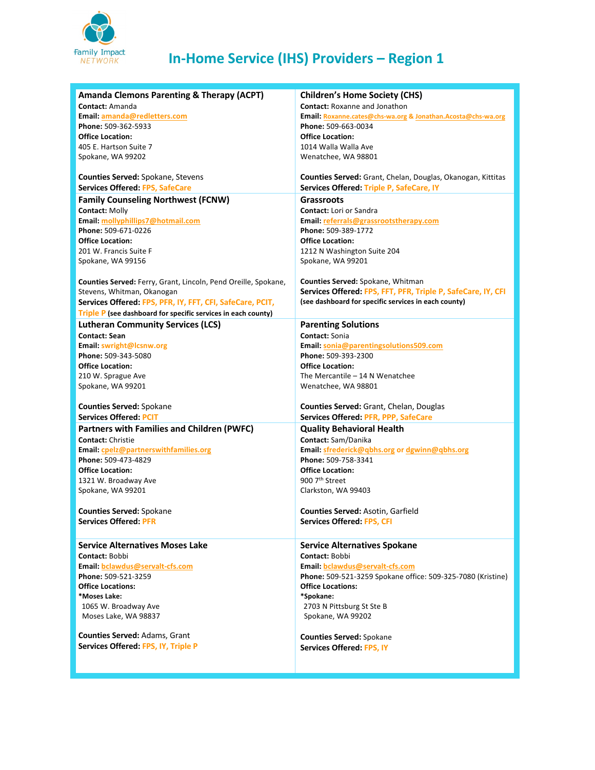Family Impact NETWORK

# In-Home Service (IHS) Providers – Region 1

### Amanda Clemons Parenting & Therapy (ACPT)

**Contact:** Amanda
**Email:** amanda@redletters.com
**Phone:** 509-362-5933
**Office Location:**
405 E. Hartson Suite 7
Spokane, WA 99202

**Counties Served:** Spokane, Stevens
**Services Offered:** FPS, SafeCare

### Children's Home Society (CHS)

**Contact:** Roxanne and Jonathon
**Email:** Roxanne.cates@chs-wa.org & Jonathan.Acosta@chs-wa.org
**Phone:** 509-663-0034
**Office Location:**
1014 Walla Walla Ave
Wenatchee, WA 98801

**Counties Served:** Grant, Chelan, Douglas, Okanogan, Kittitas
**Services Offered:** Triple P, SafeCare, IY

### Family Counseling Northwest (FCNW)

**Contact:** Molly
**Email:** mollyphillips7@hotmail.com
**Phone:** 509-671-0226
**Office Location:**
201 W. Francis Suite F
Spokane, WA 99156

**Counties Served:** Ferry, Grant, Lincoln, Pend Oreille, Spokane, Stevens, Whitman, Okanogan
**Services Offered:** FPS, PFR, IY, FFT, CFI, SafeCare, PCIT, Triple P **(see dashboard for specific services in each county)**

### Grassroots

**Contact:** Lori or Sandra
**Email:** referrals@grassrootstherapy.com
**Phone:** 509-389-1772
**Office Location:**
1212 N Washington Suite 204
Spokane, WA 99201

**Counties Served:** Spokane, Whitman
**Services Offered:** FPS, FFT, PFR, Triple P, SafeCare, IY, CFI
**(see dashboard for specific services in each county)**

### Lutheran Community Services (LCS)

**Contact: Sean**
**Email:** swright@lcsnw.org
**Phone:** 509-343-5080
**Office Location:**
210 W. Sprague Ave
Spokane, WA 99201

**Counties Served:** Spokane
**Services Offered:** PCIT

### Parenting Solutions

**Contact:** Sonia
**Email:** sonia@parentingsolutions509.com
**Phone:** 509-393-2300
**Office Location:**
The Mercantile – 14 N Wenatchee
Wenatchee, WA 98801

**Counties Served:** Grant, Chelan, Douglas
**Services Offered:** PFR, PPP, SafeCare

### Partners with Families and Children (PWFC)

**Contact:** Christie
**Email:** cpelz@partnerswithfamilies.org
**Phone:** 509-473-4829
**Office Location:**
1321 W. Broadway Ave
Spokane, WA 99201

**Counties Served:** Spokane
**Services Offered:** PFR

### Quality Behavioral Health

**Contact:** Sam/Danika
**Email:** sfrederick@qbhs.org or dgwinn@qbhs.org
**Phone:** 509-758-3341
**Office Location:**
900 7th Street
Clarkston, WA 99403

**Counties Served:** Asotin, Garfield
**Services Offered:** FPS, CFI

### Service Alternatives Moses Lake

**Contact:** Bobbi
**Email:** bclawdus@servalt-cfs.com
**Phone:** 509-521-3259
**Office Locations:**
***Moses Lake:**
1065 W. Broadway Ave
Moses Lake, WA 98837

**Counties Served:** Adams, Grant
**Services Offered:** FPS, IY, Triple P

### Service Alternatives Spokane

**Contact:** Bobbi
**Email:** bclawdus@servalt-cfs.com
**Phone:** 509-521-3259 Spokane office: 509-325-7080 (Kristine)
**Office Locations:**
***Spokane:**
2703 N Pittsburg St Ste B
Spokane, WA 99202

**Counties Served:** Spokane
**Services Offered:** FPS, IY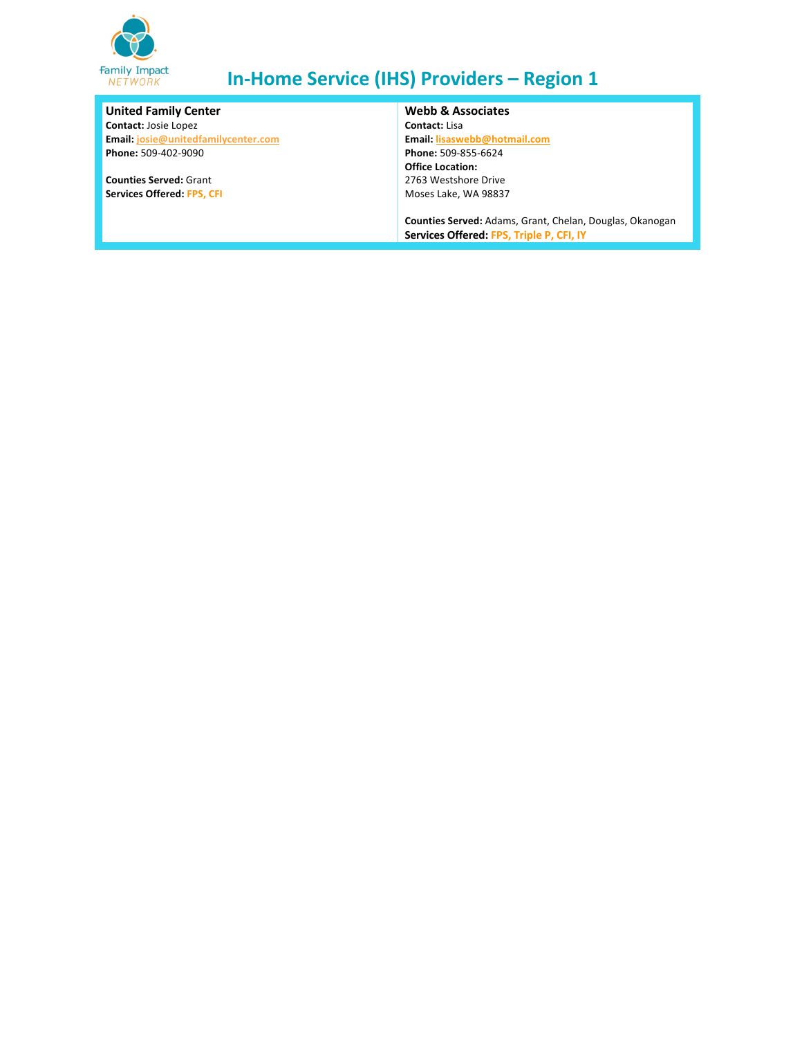Family Impact NETWORK

# In-Home Service (IHS) Providers – Region 1

## United Family Center

**Contact:** Josie Lopez
**Email:** josie@unitedfamilycenter.com
**Phone:** 509-402-9090

**Counties Served:** Grant
**Services Offered:** **FPS, CFI**

## Webb & Associates

**Contact:** Lisa
**Email:** lisaswebb@hotmail.com
**Phone:** 509-855-6624
**Office Location:**
2763 Westshore Drive
Moses Lake, WA 98837

**Counties Served:** Adams, Grant, Chelan, Douglas, Okanogan
**Services Offered:** **FPS, Triple P, CFI, IY**